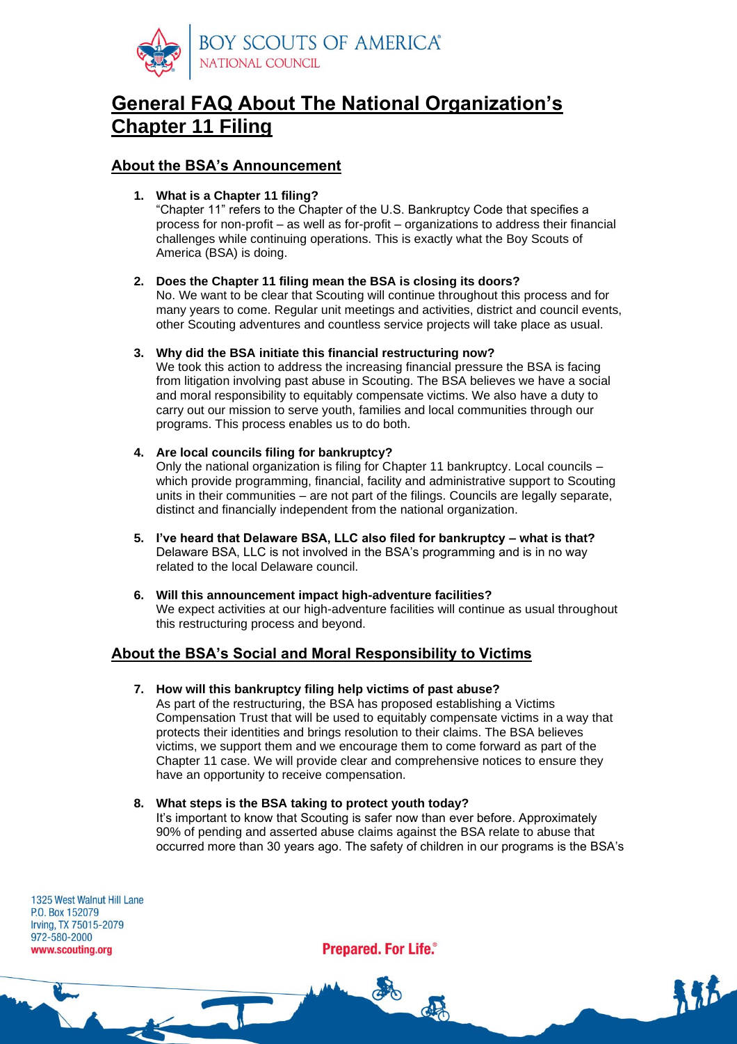# General FAQ About The National Organization's Chapter 11 Filing

## About the BSA's Announcement

1. **What is a Chapter 11 filing?**
   "Chapter 11" refers to the Chapter of the U.S. Bankruptcy Code that specifies a process for non-profit – as well as for-profit – organizations to address their financial challenges while continuing operations. This is exactly what the Boy Scouts of America (BSA) is doing.

2. **Does the Chapter 11 filing mean the BSA is closing its doors?**
   No. We want to be clear that Scouting will continue throughout this process and for many years to come. Regular unit meetings and activities, district and council events, other Scouting adventures and countless service projects will take place as usual.

3. **Why did the BSA initiate this financial restructuring now?**
   We took this action to address the increasing financial pressure the BSA is facing from litigation involving past abuse in Scouting. The BSA believes we have a social and moral responsibility to equitably compensate victims. We also have a duty to carry out our mission to serve youth, families and local communities through our programs. This process enables us to do both.

4. **Are local councils filing for bankruptcy?**
   Only the national organization is filing for Chapter 11 bankruptcy. Local councils – which provide programming, financial, facility and administrative support to Scouting units in their communities – are not part of the filings. Councils are legally separate, distinct and financially independent from the national organization.

5. **I've heard that Delaware BSA, LLC also filed for bankruptcy – what is that?**
   Delaware BSA, LLC is not involved in the BSA's programming and is in no way related to the local Delaware council.

6. **Will this announcement impact high-adventure facilities?**
   We expect activities at our high-adventure facilities will continue as usual throughout this restructuring process and beyond.

## About the BSA's Social and Moral Responsibility to Victims

7. **How will this bankruptcy filing help victims of past abuse?**
   As part of the restructuring, the BSA has proposed establishing a Victims Compensation Trust that will be used to equitably compensate victims in a way that protects their identities and brings resolution to their claims. The BSA believes victims, we support them and we encourage them to come forward as part of the Chapter 11 case. We will provide clear and comprehensive notices to ensure they have an opportunity to receive compensation.

8. **What steps is the BSA taking to protect youth today?**
   It's important to know that Scouting is safer now than ever before. Approximately 90% of pending and asserted abuse claims against the BSA relate to abuse that occurred more than 30 years ago. The safety of children in our programs is the BSA's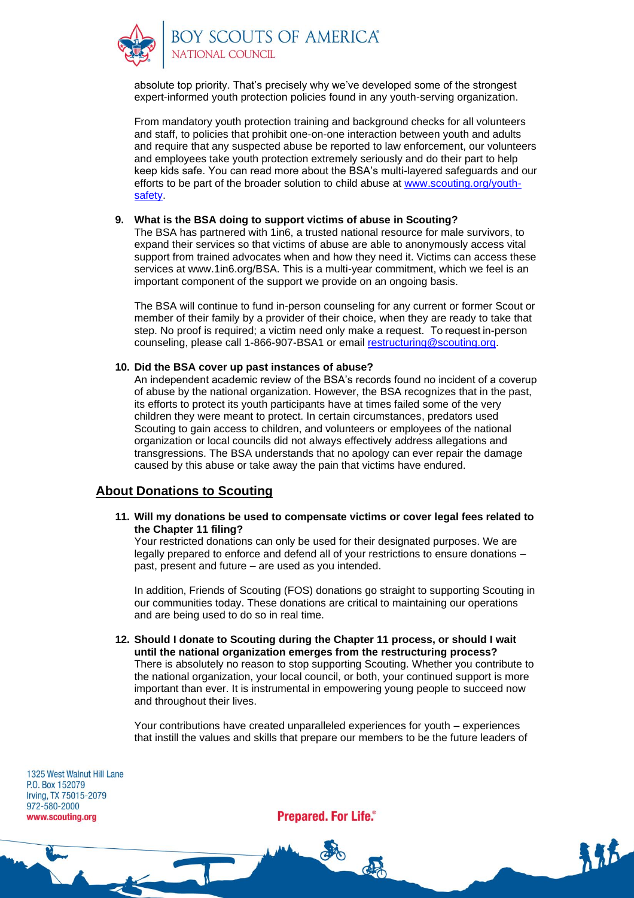absolute top priority. That's precisely why we've developed some of the strongest expert-informed youth protection policies found in any youth-serving organization.

From mandatory youth protection training and background checks for all volunteers and staff, to policies that prohibit one-on-one interaction between youth and adults and require that any suspected abuse be reported to law enforcement, our volunteers and employees take youth protection extremely seriously and do their part to help keep kids safe. You can read more about the BSA's multi-layered safeguards and our efforts to be part of the broader solution to child abuse at [www.scouting.org/youth-safety](www.scouting.org/youth-safety).

9. **What is the BSA doing to support victims of abuse in Scouting?**
   The BSA has partnered with 1in6, a trusted national resource for male survivors, to expand their services so that victims of abuse are able to anonymously access vital support from trained advocates when and how they need it. Victims can access these services at www.1in6.org/BSA. This is a multi-year commitment, which we feel is an important component of the support we provide on an ongoing basis.

   The BSA will continue to fund in-person counseling for any current or former Scout or member of their family by a provider of their choice, when they are ready to take that step. No proof is required; a victim need only make a request. To request in-person counseling, please call 1-866-907-BSA1 or email [restructuring@scouting.org](mailto:restructuring@scouting.org).

10. **Did the BSA cover up past instances of abuse?**
    An independent academic review of the BSA's records found no incident of a coverup of abuse by the national organization. However, the BSA recognizes that in the past, its efforts to protect its youth participants have at times failed some of the very children they were meant to protect. In certain circumstances, predators used Scouting to gain access to children, and volunteers or employees of the national organization or local councils did not always effectively address allegations and transgressions. The BSA understands that no apology can ever repair the damage caused by this abuse or take away the pain that victims have endured.

## About Donations to Scouting

11. **Will my donations be used to compensate victims or cover legal fees related to the Chapter 11 filing?**
    Your restricted donations can only be used for their designated purposes. We are legally prepared to enforce and defend all of your restrictions to ensure donations – past, present and future – are used as you intended.

    In addition, Friends of Scouting (FOS) donations go straight to supporting Scouting in our communities today. These donations are critical to maintaining our operations and are being used to do so in real time.

12. **Should I donate to Scouting during the Chapter 11 process, or should I wait until the national organization emerges from the restructuring process?**
    There is absolutely no reason to stop supporting Scouting. Whether you contribute to the national organization, your local council, or both, your continued support is more important than ever. It is instrumental in empowering young people to succeed now and throughout their lives.

    Your contributions have created unparalleled experiences for youth – experiences that instill the values and skills that prepare our members to be the future leaders of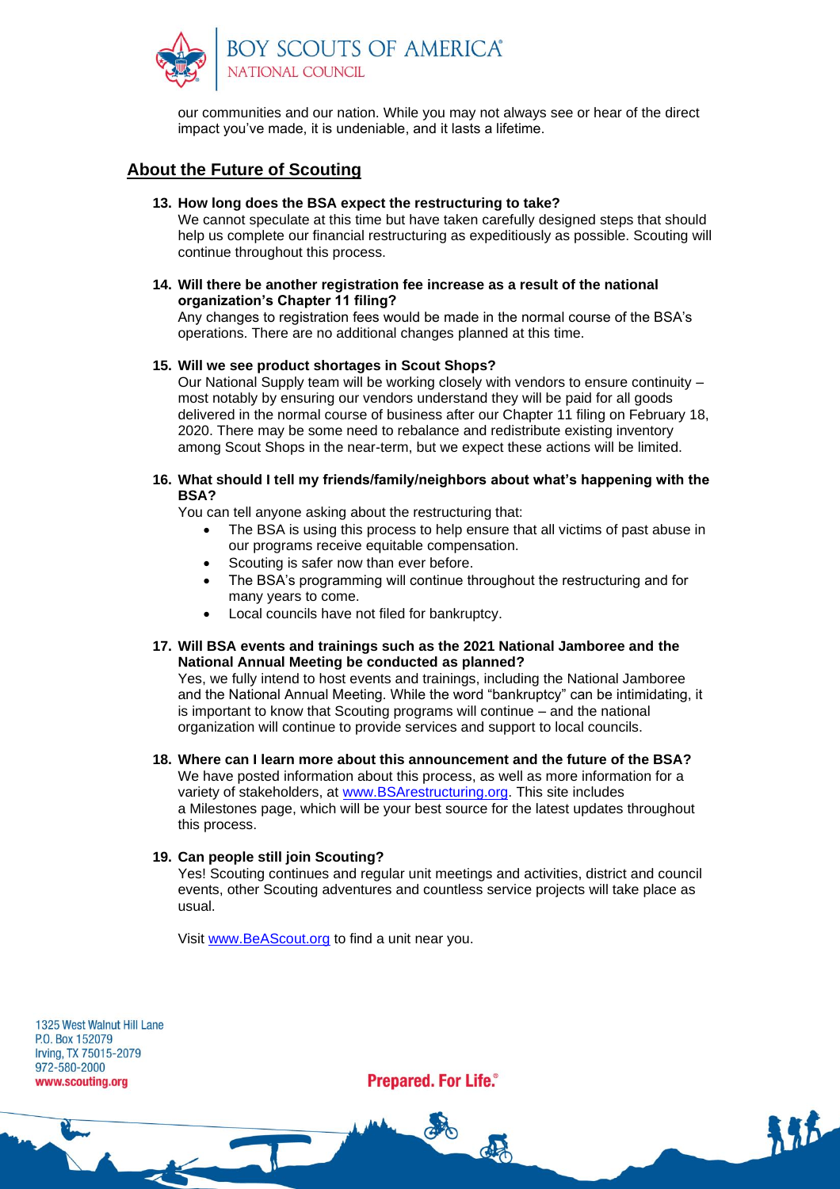our communities and our nation. While you may not always see or hear of the direct impact you've made, it is undeniable, and it lasts a lifetime.

## About the Future of Scouting

**13. How long does the BSA expect the restructuring to take?**

We cannot speculate at this time but have taken carefully designed steps that should help us complete our financial restructuring as expeditiously as possible. Scouting will continue throughout this process.

**14. Will there be another registration fee increase as a result of the national organization's Chapter 11 filing?**

Any changes to registration fees would be made in the normal course of the BSA's operations. There are no additional changes planned at this time.

**15. Will we see product shortages in Scout Shops?**

Our National Supply team will be working closely with vendors to ensure continuity – most notably by ensuring our vendors understand they will be paid for all goods delivered in the normal course of business after our Chapter 11 filing on February 18, 2020. There may be some need to rebalance and redistribute existing inventory among Scout Shops in the near-term, but we expect these actions will be limited.

**16. What should I tell my friends/family/neighbors about what's happening with the BSA?**

You can tell anyone asking about the restructuring that:

- The BSA is using this process to help ensure that all victims of past abuse in our programs receive equitable compensation.
- Scouting is safer now than ever before.
- The BSA's programming will continue throughout the restructuring and for many years to come.
- Local councils have not filed for bankruptcy.

**17. Will BSA events and trainings such as the 2021 National Jamboree and the National Annual Meeting be conducted as planned?**

Yes, we fully intend to host events and trainings, including the National Jamboree and the National Annual Meeting. While the word "bankruptcy" can be intimidating, it is important to know that Scouting programs will continue – and the national organization will continue to provide services and support to local councils.

**18. Where can I learn more about this announcement and the future of the BSA?**

We have posted information about this process, as well as more information for a variety of stakeholders, at www.BSArestructuring.org. This site includes a Milestones page, which will be your best source for the latest updates throughout this process.

**19. Can people still join Scouting?**

Yes! Scouting continues and regular unit meetings and activities, district and council events, other Scouting adventures and countless service projects will take place as usual.

Visit www.BeAScout.org to find a unit near you.